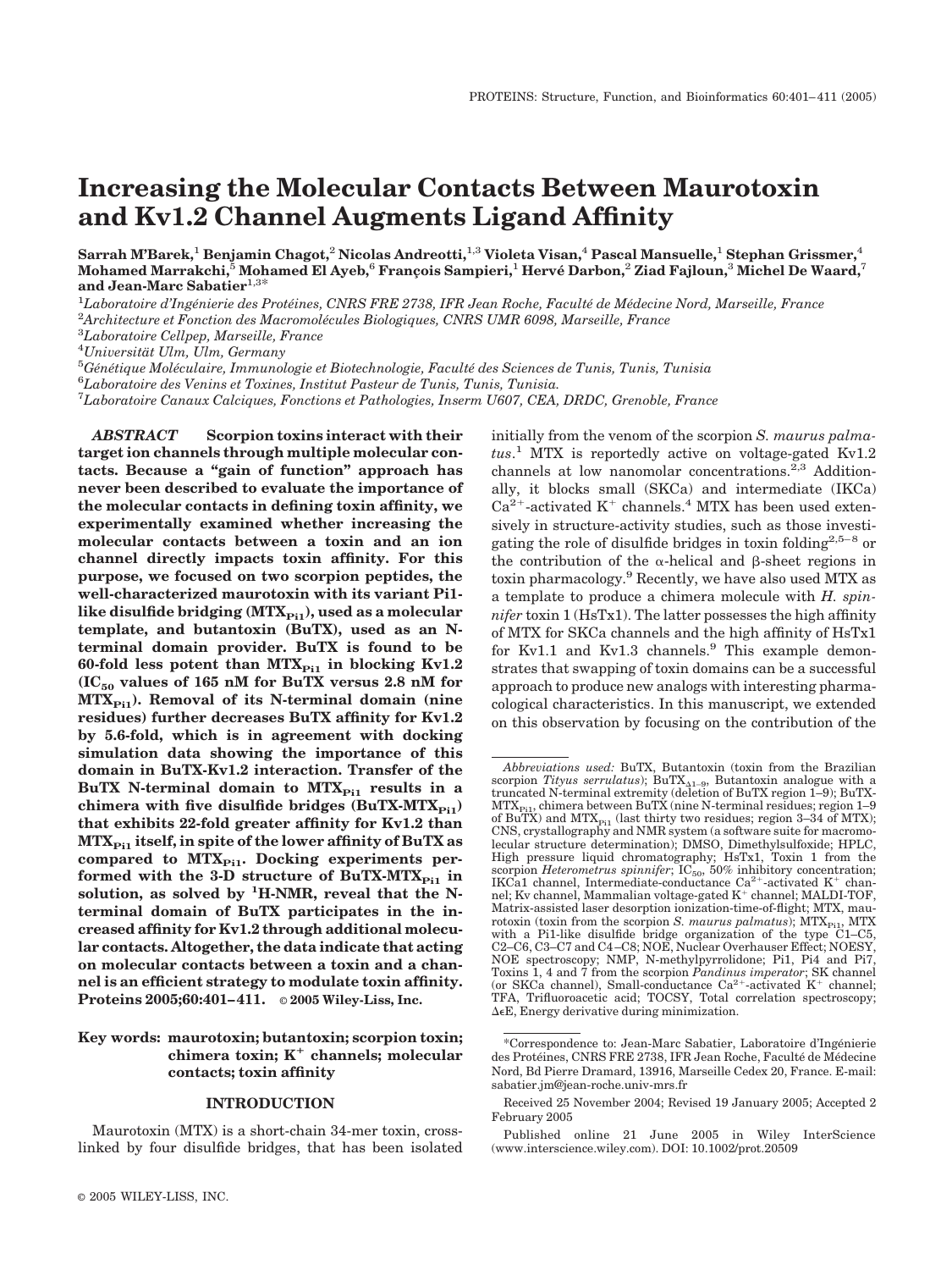# Increasing the Molecular Contacts Between Maurotoxin and Kv1.2 Channel Augments Ligand Affinity

**Sarrah M'Barek,[1] Benjamin Chagot,[2] Nicolas Andreotti,[1,3] Violeta Visan,[4] Pascal Mansuelle,[1] Stephan Grissmer,[4] Mohamed Marrakchi,[5] Mohamed El Ayeb,[6] François Sampieri,[1] Hervé Darbon,[2] Ziad Fajloun,[3] Michel De Waard,[7] and Jean-Marc Sabatier[1,3]***

[1]*Laboratoire d'Ingénierie des Protéines, CNRS FRE 2738, IFR Jean Roche, Faculté de Médecine Nord, Marseille, France*
[2]*Architecture et Fonction des Macromolécules Biologiques, CNRS UMR 6098, Marseille, France*
[3]*Laboratoire Cellpep, Marseille, France*
[4]*Universität Ulm, Ulm, Germany*
[5]*Génétique Moléculaire, Immunologie et Biotechnologie, Faculté des Sciences de Tunis, Tunis, Tunisia*
[6]*Laboratoire des Venins et Toxines, Institut Pasteur de Tunis, Tunis, Tunisia.*
[7]*Laboratoire Canaux Calciques, Fonctions et Pathologies, Inserm U607, CEA, DRDC, Grenoble, France*

***ABSTRACT*** **Scorpion toxins interact with their target ion channels through multiple molecular contacts. Because a "gain of function" approach has never been described to evaluate the importance of the molecular contacts in defining toxin affinity, we experimentally examined whether increasing the molecular contacts between a toxin and an ion channel directly impacts toxin affinity. For this purpose, we focused on two scorpion peptides, the well-characterized maurotoxin with its variant Pi1-like disulfide bridging ($MTX_{Pi1}$), used as a molecular template, and butantoxin (BuTX), used as an N-terminal domain provider. BuTX is found to be 60-fold less potent than $MTX_{Pi1}$ in blocking Kv1.2 ($IC_{50}$ values of 165 nM for BuTX versus 2.8 nM for $MTX_{Pi1}$). Removal of its N-terminal domain (nine residues) further decreases BuTX affinity for Kv1.2 by 5.6-fold, which is in agreement with docking simulation data showing the importance of this domain in BuTX-Kv1.2 interaction. Transfer of the BuTX N-terminal domain to $MTX_{Pi1}$ results in a chimera with five disulfide bridges (BuTX-$MTX_{Pi1}$) that exhibits 22-fold greater affinity for Kv1.2 than $MTX_{Pi1}$ itself, in spite of the lower affinity of BuTX as compared to $MTX_{Pi1}$. Docking experiments performed with the 3-D structure of BuTX-$MTX_{Pi1}$ in solution, as solved by $^1$H-NMR, reveal that the N-terminal domain of BuTX participates in the increased affinity for Kv1.2 through additional molecular contacts. Altogether, the data indicate that acting on molecular contacts between a toxin and a channel is an efficient strategy to modulate toxin affinity. Proteins 2005;60:401–411.** © **2005 Wiley-Liss, Inc.**

**Key words: maurotoxin; butantoxin; scorpion toxin; chimera toxin; $K^+$ channels; molecular contacts; toxin affinity**

## INTRODUCTION

Maurotoxin (MTX) is a short-chain 34-mer toxin, cross-linked by four disulfide bridges, that has been isolated initially from the venom of the scorpion *S. maurus palmatus*.[1] MTX is reportedly active on voltage-gated Kv1.2 channels at low nanomolar concentrations.[2,3] Additionally, it blocks small (SKCa) and intermediate (IKCa) $Ca^{2+}$-activated $K^+$ channels.[4] MTX has been used extensively in structure-activity studies, such as those investigating the role of disulfide bridges in toxin folding[2,5–8] or the contribution of the α-helical and β-sheet regions in toxin pharmacology.[9] Recently, we have also used MTX as a template to produce a chimera molecule with *H. spinnifer* toxin 1 (HsTx1). The latter possesses the high affinity of MTX for SKCa channels and the high affinity of HsTx1 for Kv1.1 and Kv1.3 channels.[9] This example demonstrates that swapping of toxin domains can be a successful approach to produce new analogs with interesting pharmacological characteristics. In this manuscript, we extended on this observation by focusing on the contribution of the

---

*Abbreviations used:* BuTX, Butantoxin (toxin from the Brazilian scorpion *Tityus serrulatus*); $BuTX_{\Delta 1-9}$, Butantoxin analogue with a truncated N-terminal extremity (deletion of BuTX region 1–9); BuTX-$MTX_{Pi1}$, chimera between BuTX (nine N-terminal residues; region 1–9 of BuTX) and $MTX_{Pi1}$ (last thirty two residues; region 3–34 of MTX); CNS, crystallography and NMR system (a software suite for macromolecular structure determination); DMSO, Dimethylsulfoxide; HPLC, High pressure liquid chromatography; HsTx1, Toxin 1 from the scorpion *Heterometrus spinnifer*; $IC_{50}$, 50% inhibitory concentration; IKCa1 channel, Intermediate-conductance $Ca^{2+}$-activated $K^+$ channel; Kv channel, Mammalian voltage-gated $K^+$ channel; MALDI-TOF, Matrix-assisted laser desorption ionization-time-of-flight; MTX, maurotoxin (toxin from the scorpion *S. maurus palmatus*); $MTX_{Pi1}$, MTX with a Pi1-like disulfide bridge organization of the type C1–C5, C2–C6, C3–C7 and C4–C8; NOE, Nuclear Overhauser Effect; NOESY, NOE spectroscopy; NMP, N-methylpyrrolidone; Pi1, Pi4 and Pi7, Toxins 1, 4 and 7 from the scorpion *Pandinus imperator*; SK channel (or SKCa channel), Small-conductance $Ca^{2+}$-activated $K^+$ channel; TFA, Trifluoroacetic acid; TOCSY, Total correlation spectroscopy; $\Delta\epsilon E$, Energy derivative during minimization.

*Correspondence to: Jean-Marc Sabatier, Laboratoire d'Ingénierie des Protéines, CNRS FRE 2738, IFR Jean Roche, Faculté de Médecine Nord, Bd Pierre Dramard, 13916, Marseille Cedex 20, France. E-mail: sabatier.jm@jean-roche.univ-mrs.fr

Received 25 November 2004; Revised 19 January 2005; Accepted 2 February 2005

Published online 21 June 2005 in Wiley InterScience (www.interscience.wiley.com). DOI: 10.1002/prot.20509

© 2005 WILEY-LISS, INC.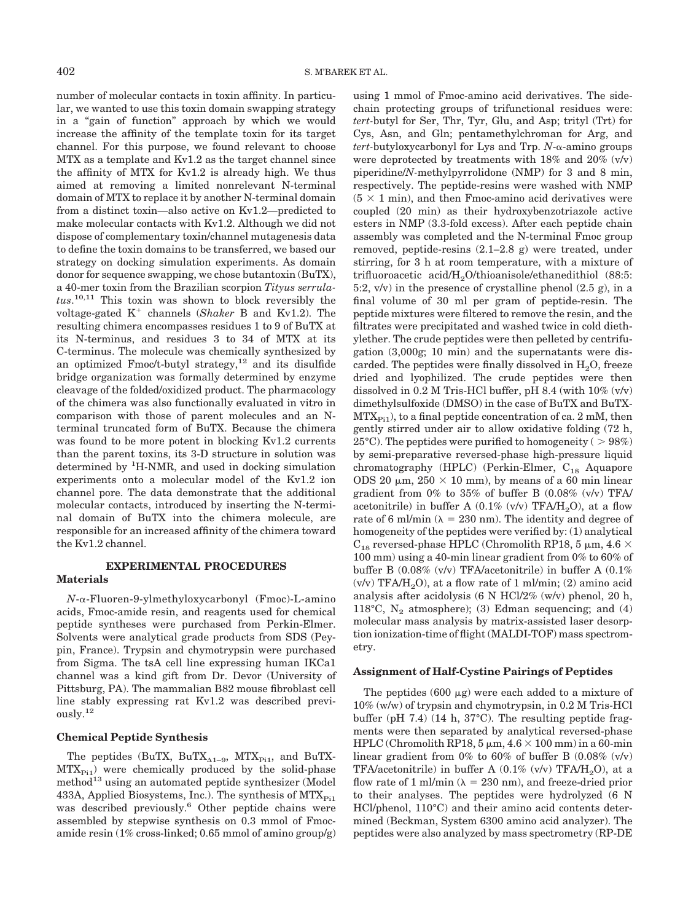number of molecular contacts in toxin affinity. In particular, we wanted to use this toxin domain swapping strategy in a "gain of function" approach by which we would increase the affinity of the template toxin for its target channel. For this purpose, we found relevant to choose MTX as a template and Kv1.2 as the target channel since the affinity of MTX for Kv1.2 is already high. We thus aimed at removing a limited nonrelevant N-terminal domain of MTX to replace it by another N-terminal domain from a distinct toxin—also active on Kv1.2—predicted to make molecular contacts with Kv1.2. Although we did not dispose of complementary toxin/channel mutagenesis data to define the toxin domains to be transferred, we based our strategy on docking simulation experiments. As domain donor for sequence swapping, we chose butantoxin (BuTX), a 40-mer toxin from the Brazilian scorpion *Tityus serrulatus*.[10,11] This toxin was shown to block reversibly the voltage-gated $K^+$ channels (*Shaker* B and Kv1.2). The resulting chimera encompasses residues 1 to 9 of BuTX at its N-terminus, and residues 3 to 34 of MTX at its C-terminus. The molecule was chemically synthesized by an optimized Fmoc/t-butyl strategy,[12] and its disulfide bridge organization was formally determined by enzyme cleavage of the folded/oxidized product. The pharmacology of the chimera was also functionally evaluated in vitro in comparison with those of parent molecules and an N-terminal truncated form of BuTX. Because the chimera was found to be more potent in blocking Kv1.2 currents than the parent toxins, its 3-D structure in solution was determined by $^1$H-NMR, and used in docking simulation experiments onto a molecular model of the Kv1.2 ion channel pore. The data demonstrate that the additional molecular contacts, introduced by inserting the N-terminal domain of BuTX into the chimera molecule, are responsible for an increased affinity of the chimera toward the Kv1.2 channel.

## EXPERIMENTAL PROCEDURES

### Materials

*N*-α-Fluoren-9-ylmethyloxycarbonyl (Fmoc)-L-amino acids, Fmoc-amide resin, and reagents used for chemical peptide syntheses were purchased from Perkin-Elmer. Solvents were analytical grade products from SDS (Peypin, France). Trypsin and chymotrypsin were purchased from Sigma. The tsA cell line expressing human IKCa1 channel was a kind gift from Dr. Devor (University of Pittsburg, PA). The mammalian B82 mouse fibroblast cell line stably expressing rat Kv1.2 was described previously.[12]

### Chemical Peptide Synthesis

The peptides (BuTX, BuTX$_{\Delta 1-9}$, MTX$_{Pi1}$, and BuTX-MTX$_{Pi1}$) were chemically produced by the solid-phase method[13] using an automated peptide synthesizer (Model 433A, Applied Biosystems, Inc.). The synthesis of MTX$_{Pi1}$ was described previously.[6] Other peptide chains were assembled by stepwise synthesis on 0.3 mmol of Fmoc-amide resin (1% cross-linked; 0.65 mmol of amino group/g) using 1 mmol of Fmoc-amino acid derivatives. The side-chain protecting groups of trifunctional residues were: *tert*-butyl for Ser, Thr, Tyr, Glu, and Asp; trityl (Trt) for Cys, Asn, and Gln; pentamethylchroman for Arg, and *tert*-butyloxycarbonyl for Lys and Trp. *N*-α-amino groups were deprotected by treatments with 18% and 20% (v/v) piperidine/*N*-methylpyrrolidone (NMP) for 3 and 8 min, respectively. The peptide-resins were washed with NMP (5 × 1 min), and then Fmoc-amino acid derivatives were coupled (20 min) as their hydroxybenzotriazole active esters in NMP (3.3-fold excess). After each peptide chain assembly was completed and the N-terminal Fmoc group removed, peptide-resins (2.1–2.8 g) were treated, under stirring, for 3 h at room temperature, with a mixture of trifluoroacetic acid/$H_2O$/thioanisole/ethanedithiol (88:5:5:2, v/v) in the presence of crystalline phenol (2.5 g), in a final volume of 30 ml per gram of peptide-resin. The peptide mixtures were filtered to remove the resin, and the filtrates were precipitated and washed twice in cold diethylether. The crude peptides were then pelleted by centrifugation (3,000g; 10 min) and the supernatants were discarded. The peptides were finally dissolved in $H_2O$, freeze dried and lyophilized. The crude peptides were then dissolved in 0.2 M Tris-HCl buffer, pH 8.4 (with 10% (v/v) dimethylsulfoxide (DMSO) in the case of BuTX and BuTX-MTX$_{Pi1}$), to a final peptide concentration of ca. 2 mM, then gently stirred under air to allow oxidative folding (72 h, 25°C). The peptides were purified to homogeneity ($>98\%$) by semi-preparative reversed-phase high-pressure liquid chromatography (HPLC) (Perkin-Elmer, $C_{18}$ Aquapore ODS 20 μm, 250 × 10 mm), by means of a 60 min linear gradient from 0% to 35% of buffer B (0.08% (v/v) TFA/acetonitrile) in buffer A (0.1% (v/v) TFA/$H_2O$), at a flow rate of 6 ml/min (λ = 230 nm). The identity and degree of homogeneity of the peptides were verified by: (1) analytical $C_{18}$ reversed-phase HPLC (Chromolith RP18, 5 μm, 4.6 × 100 mm) using a 40-min linear gradient from 0% to 60% of buffer B (0.08% (v/v) TFA/acetonitrile) in buffer A (0.1% (v/v) TFA/$H_2O$), at a flow rate of 1 ml/min; (2) amino acid analysis after acidolysis (6 N HCl/2% (w/v) phenol, 20 h, 118°C, $N_2$ atmosphere); (3) Edman sequencing; and (4) molecular mass analysis by matrix-assisted laser desorption ionization-time of flight (MALDI-TOF) mass spectrometry.

### Assignment of Half-Cystine Pairings of Peptides

The peptides (600 μg) were each added to a mixture of 10% (w/w) of trypsin and chymotrypsin, in 0.2 M Tris-HCl buffer (pH 7.4) (14 h, 37°C). The resulting peptide fragments were then separated by analytical reversed-phase HPLC (Chromolith RP18, 5 μm, 4.6 × 100 mm) in a 60-min linear gradient from 0% to 60% of buffer B (0.08% (v/v) TFA/acetonitrile) in buffer A (0.1% (v/v) TFA/$H_2O$), at a flow rate of 1 ml/min (λ = 230 nm), and freeze-dried prior to their analyses. The peptides were hydrolyzed (6 N HCl/phenol, 110°C) and their amino acid contents determined (Beckman, System 6300 amino acid analyzer). The peptides were also analyzed by mass spectrometry (RP-DE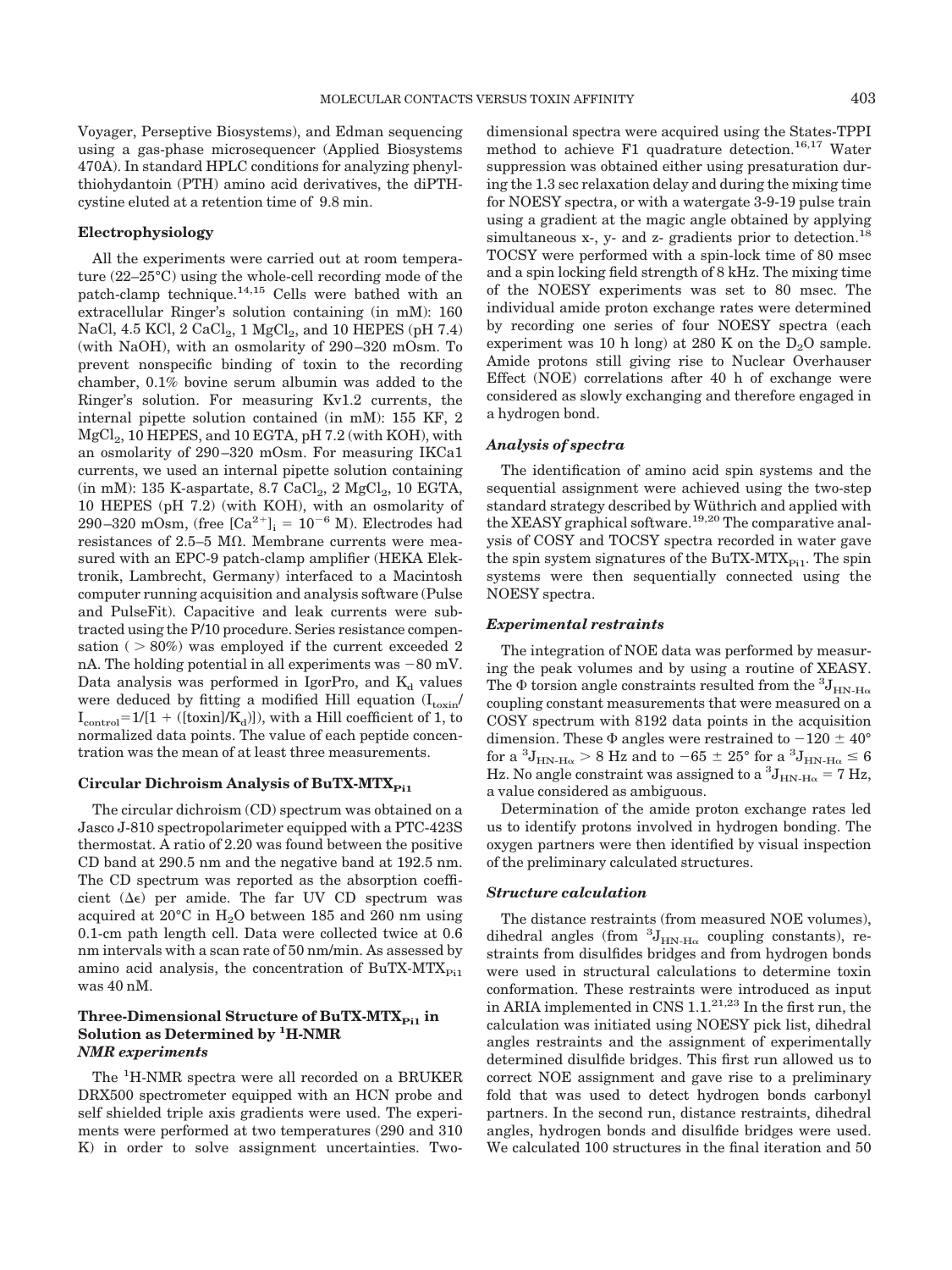Voyager, Perseptive Biosystems), and Edman sequencing using a gas-phase microsequencer (Applied Biosystems 470A). In standard HPLC conditions for analyzing phenylthiohydantoin (PTH) amino acid derivatives, the diPTH-cystine eluted at a retention time of 9.8 min.

### Electrophysiology

All the experiments were carried out at room temperature (22–25°C) using the whole-cell recording mode of the patch-clamp technique.[14,15] Cells were bathed with an extracellular Ringer's solution containing (in mM): 160 NaCl, 4.5 KCl, 2 $CaCl_2$, 1 $MgCl_2$, and 10 HEPES (pH 7.4) (with NaOH), with an osmolarity of 290–320 mOsm. To prevent nonspecific binding of toxin to the recording chamber, 0.1% bovine serum albumin was added to the Ringer's solution. For measuring Kv1.2 currents, the internal pipette solution contained (in mM): 155 KF, 2 $MgCl_2$, 10 HEPES, and 10 EGTA, pH 7.2 (with KOH), with an osmolarity of 290–320 mOsm. For measuring IKCa1 currents, we used an internal pipette solution containing (in mM): 135 K-aspartate, 8.7 $CaCl_2$, 2 $MgCl_2$, 10 EGTA, 10 HEPES (pH 7.2) (with KOH), with an osmolarity of 290–320 mOsm, (free $[Ca^{2+}]_i = 10^{-6}$ M). Electrodes had resistances of 2.5–5 MΩ. Membrane currents were measured with an EPC-9 patch-clamp amplifier (HEKA Elektronik, Lambrecht, Germany) interfaced to a Macintosh computer running acquisition and analysis software (Pulse and PulseFit). Capacitive and leak currents were subtracted using the P/10 procedure. Series resistance compensation (> 80%) was employed if the current exceeded 2 nA. The holding potential in all experiments was −80 mV. Data analysis was performed in IgorPro, and $K_d$ values were deduced by fitting a modified Hill equation ($I_{toxin}/I_{control} = 1/[1 + ([toxin]/K_d)]$), with a Hill coefficient of 1, to normalized data points. The value of each peptide concentration was the mean of at least three measurements.

### Circular Dichroism Analysis of BuTX-MTX$_{Pi1}$

The circular dichroism (CD) spectrum was obtained on a Jasco J-810 spectropolarimeter equipped with a PTC-423S thermostat. A ratio of 2.20 was found between the positive CD band at 290.5 nm and the negative band at 192.5 nm. The CD spectrum was reported as the absorption coefficient (Δε) per amide. The far UV CD spectrum was acquired at 20°C in $H_2O$ between 185 and 260 nm using 0.1-cm path length cell. Data were collected twice at 0.6 nm intervals with a scan rate of 50 nm/min. As assessed by amino acid analysis, the concentration of BuTX-MTX$_{Pi1}$ was 40 nM.

### Three-Dimensional Structure of BuTX-MTX$_{Pi1}$ in Solution as Determined by $^1$H-NMR

#### *NMR experiments*

The $^1$H-NMR spectra were all recorded on a BRUKER DRX500 spectrometer equipped with an HCN probe and self shielded triple axis gradients were used. The experiments were performed at two temperatures (290 and 310 K) in order to solve assignment uncertainties. Two-dimensional spectra were acquired using the States-TPPI method to achieve F1 quadrature detection.[16,17] Water suppression was obtained either using presaturation during the 1.3 sec relaxation delay and during the mixing time for NOESY spectra, or with a watergate 3-9-19 pulse train using a gradient at the magic angle obtained by applying simultaneous x-, y- and z- gradients prior to detection.[18] TOCSY were performed with a spin-lock time of 80 msec and a spin locking field strength of 8 kHz. The mixing time of the NOESY experiments was set to 80 msec. The individual amide proton exchange rates were determined by recording one series of four NOESY spectra (each experiment was 10 h long) at 280 K on the $D_2O$ sample. Amide protons still giving rise to Nuclear Overhauser Effect (NOE) correlations after 40 h of exchange were considered as slowly exchanging and therefore engaged in a hydrogen bond.

#### *Analysis of spectra*

The identification of amino acid spin systems and the sequential assignment were achieved using the two-step standard strategy described by Wüthrich and applied with the XEASY graphical software.[19,20] The comparative analysis of COSY and TOCSY spectra recorded in water gave the spin system signatures of the BuTX-MTX$_{Pi1}$. The spin systems were then sequentially connected using the NOESY spectra.

#### *Experimental restraints*

The integration of NOE data was performed by measuring the peak volumes and by using a routine of XEASY. The Φ torsion angle constraints resulted from the $^3J_{HN\text{-}H\alpha}$ coupling constant measurements that were measured on a COSY spectrum with 8192 data points in the acquisition dimension. These Φ angles were restrained to −120 ± 40° for a $^3J_{HN\text{-}H\alpha} > 8$ Hz and to −65 ± 25° for a $^3J_{HN\text{-}H\alpha} \leq 6$ Hz. No angle constraint was assigned to a $^3J_{HN\text{-}H\alpha} = 7$ Hz, a value considered as ambiguous.

Determination of the amide proton exchange rates led us to identify protons involved in hydrogen bonding. The oxygen partners were then identified by visual inspection of the preliminary calculated structures.

#### *Structure calculation*

The distance restraints (from measured NOE volumes), dihedral angles (from $^3J_{HN\text{-}H\alpha}$ coupling constants), restraints from disulfides bridges and from hydrogen bonds were used in structural calculations to determine toxin conformation. These restraints were introduced as input in ARIA implemented in CNS 1.1.[21,23] In the first run, the calculation was initiated using NOESY pick list, dihedral angles restraints and the assignment of experimentally determined disulfide bridges. This first run allowed us to correct NOE assignment and gave rise to a preliminary fold that was used to detect hydrogen bonds carbonyl partners. In the second run, distance restraints, dihedral angles, hydrogen bonds and disulfide bridges were used. We calculated 100 structures in the final iteration and 50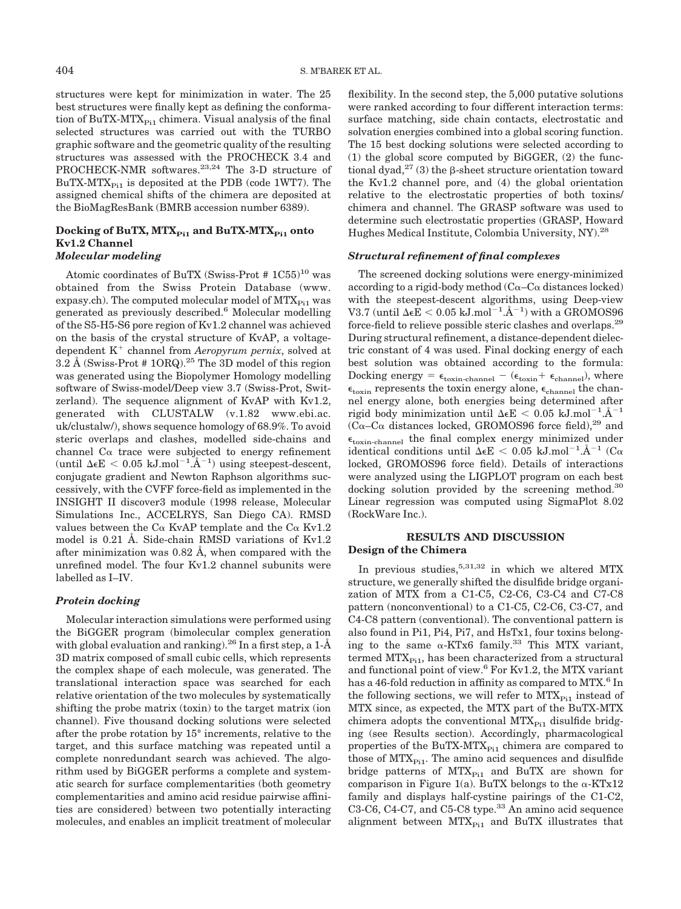structures were kept for minimization in water. The 25 best structures were finally kept as defining the conformation of BuTX-$MTX_{Pi1}$ chimera. Visual analysis of the final selected structures was carried out with the TURBO graphic software and the geometric quality of the resulting structures was assessed with the PROCHECK 3.4 and PROCHECK-NMR softwares.[23,24] The 3-D structure of BuTX-$MTX_{Pi1}$ is deposited at the PDB (code 1WT7). The assigned chemical shifts of the chimera are deposited at the BioMagResBank (BMRB accession number 6389).

## Docking of BuTX, $MTX_{Pi1}$ and BuTX-$MTX_{Pi1}$ onto Kv1.2 Channel

### *Molecular modeling*

Atomic coordinates of BuTX (Swiss-Prot # 1C55)[10] was obtained from the Swiss Protein Database (www.expasy.ch). The computed molecular model of $MTX_{Pi1}$ was generated as previously described.[6] Molecular modelling of the S5-H5-S6 pore region of Kv1.2 channel was achieved on the basis of the crystal structure of KvAP, a voltage-dependent $K^+$ channel from *Aeropyrum pernix*, solved at 3.2 Å (Swiss-Prot # 1ORQ).[25] The 3D model of this region was generated using the Biopolymer Homology modelling software of Swiss-model/Deep view 3.7 (Swiss-Prot, Switzerland). The sequence alignment of KvAP with Kv1.2, generated with CLUSTALW (v.1.82 www.ebi.ac.uk/clustalw/), shows sequence homology of 68.9%. To avoid steric overlaps and clashes, modelled side-chains and channel Cα trace were subjected to energy refinement (until $\Delta\epsilon E < 0.05$ kJ.mol$^{-1}$.Å$^{-1}$) using steepest-descent, conjugate gradient and Newton Raphson algorithms successively, with the CVFF force-field as implemented in the INSIGHT II discover3 module (1998 release, Molecular Simulations Inc., ACCELRYS, San Diego CA). RMSD values between the Cα KvAP template and the Cα Kv1.2 model is 0.21 Å. Side-chain RMSD variations of Kv1.2 after minimization was 0.82 Å, when compared with the unrefined model. The four Kv1.2 channel subunits were labelled as I–IV.

### *Protein docking*

Molecular interaction simulations were performed using the BiGGER program (bimolecular complex generation with global evaluation and ranking).[26] In a first step, a 1-Å 3D matrix composed of small cubic cells, which represents the complex shape of each molecule, was generated. The translational interaction space was searched for each relative orientation of the two molecules by systematically shifting the probe matrix (toxin) to the target matrix (ion channel). Five thousand docking solutions were selected after the probe rotation by 15° increments, relative to the target, and this surface matching was repeated until a complete nonredundant search was achieved. The algorithm used by BiGGER performs a complete and systematic search for surface complementarities (both geometry complementarities and amino acid residue pairwise affinities are considered) between two potentially interacting molecules, and enables an implicit treatment of molecular flexibility. In the second step, the 5,000 putative solutions were ranked according to four different interaction terms: surface matching, side chain contacts, electrostatic and solvation energies combined into a global scoring function. The 15 best docking solutions were selected according to (1) the global score computed by BiGGER, (2) the functional dyad,[27] (3) the β-sheet structure orientation toward the Kv1.2 channel pore, and (4) the global orientation relative to the electrostatic properties of both toxins/chimera and channel. The GRASP software was used to determine such electrostatic properties (GRASP, Howard Hughes Medical Institute, Colombia University, NY).[28]

### *Structural refinement of final complexes*

The screened docking solutions were energy-minimized according to a rigid-body method (Cα–Cα distances locked) with the steepest-descent algorithms, using Deep-view V3.7 (until $\Delta\epsilon E < 0.05$ kJ.mol$^{-1}$.Å$^{-1}$) with a GROMOS96 force-field to relieve possible steric clashes and overlaps.[29] During structural refinement, a distance-dependent dielectric constant of 4 was used. Final docking energy of each best solution was obtained according to the formula: Docking energy = $\epsilon_{toxin\text{-}channel} - (\epsilon_{toxin} + \epsilon_{channel})$, where $\epsilon_{toxin}$ represents the toxin energy alone, $\epsilon_{channel}$ the channel energy alone, both energies being determined after rigid body minimization until $\Delta\epsilon E < 0.05$ kJ.mol$^{-1}$.Å$^{-1}$ (Cα–Cα distances locked, GROMOS96 force field),[29] and $\epsilon_{toxin\text{-}channel}$ the final complex energy minimized under identical conditions until $\Delta\epsilon E < 0.05$ kJ.mol$^{-1}$.Å$^{-1}$ (Cα locked, GROMOS96 force field). Details of interactions were analyzed using the LIGPLOT program on each best docking solution provided by the screening method.[30] Linear regression was computed using SigmaPlot 8.02 (RockWare Inc.).

# RESULTS AND DISCUSSION

## Design of the Chimera

In previous studies,[5,31,32] in which we altered MTX structure, we generally shifted the disulfide bridge organization of MTX from a C1-C5, C2-C6, C3-C4 and C7-C8 pattern (nonconventional) to a C1-C5, C2-C6, C3-C7, and C4-C8 pattern (conventional). The conventional pattern is also found in Pi1, Pi4, Pi7, and HsTx1, four toxins belonging to the same α-KTx6 family.[33] This MTX variant, termed $MTX_{Pi1}$, has been characterized from a structural and functional point of view.[6] For Kv1.2, the MTX variant has a 46-fold reduction in affinity as compared to MTX.[6] In the following sections, we will refer to $MTX_{Pi1}$ instead of MTX since, as expected, the MTX part of the BuTX-MTX chimera adopts the conventional $MTX_{Pi1}$ disulfide bridging (see Results section). Accordingly, pharmacological properties of the BuTX-$MTX_{Pi1}$ chimera are compared to those of $MTX_{Pi1}$. The amino acid sequences and disulfide bridge patterns of $MTX_{Pi1}$ and BuTX are shown for comparison in Figure 1(a). BuTX belongs to the α-KTx12 family and displays half-cystine pairings of the C1-C2, C3-C6, C4-C7, and C5-C8 type.[33] An amino acid sequence alignment between $MTX_{Pi1}$ and BuTX illustrates that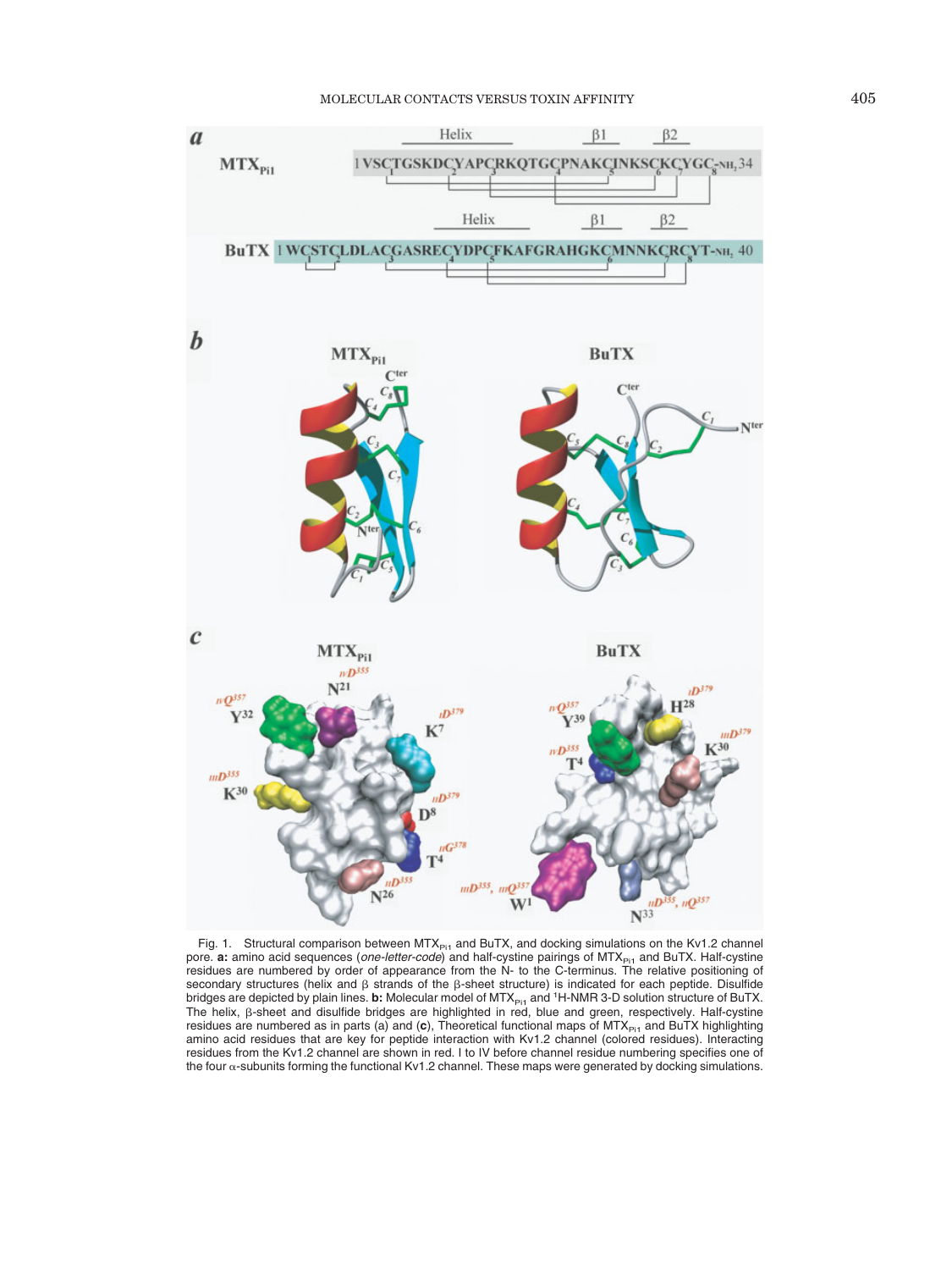Fig. 1. Structural comparison between $MTX_{Pi1}$ and BuTX, and docking simulations on the Kv1.2 channel pore. **a:** amino acid sequences (*one-letter-code*) and half-cystine pairings of $MTX_{Pi1}$ and BuTX. Half-cystine residues are numbered by order of appearance from the N- to the C-terminus. The relative positioning of secondary structures (helix and β strands of the β-sheet structure) is indicated for each peptide. Disulfide bridges are depicted by plain lines. **b:** Molecular model of $MTX_{Pi1}$ and $^{1}$H-NMR 3-D solution structure of BuTX. The helix, β-sheet and disulfide bridges are highlighted in red, blue and green, respectively. Half-cystine residues are numbered as in parts (a) and (**c**), Theoretical functional maps of $MTX_{Pi1}$ and BuTX highlighting amino acid residues that are key for peptide interaction with Kv1.2 channel (colored residues). Interacting residues from the Kv1.2 channel are shown in red. I to IV before channel residue numbering specifies one of the four α-subunits forming the functional Kv1.2 channel. These maps were generated by docking simulations.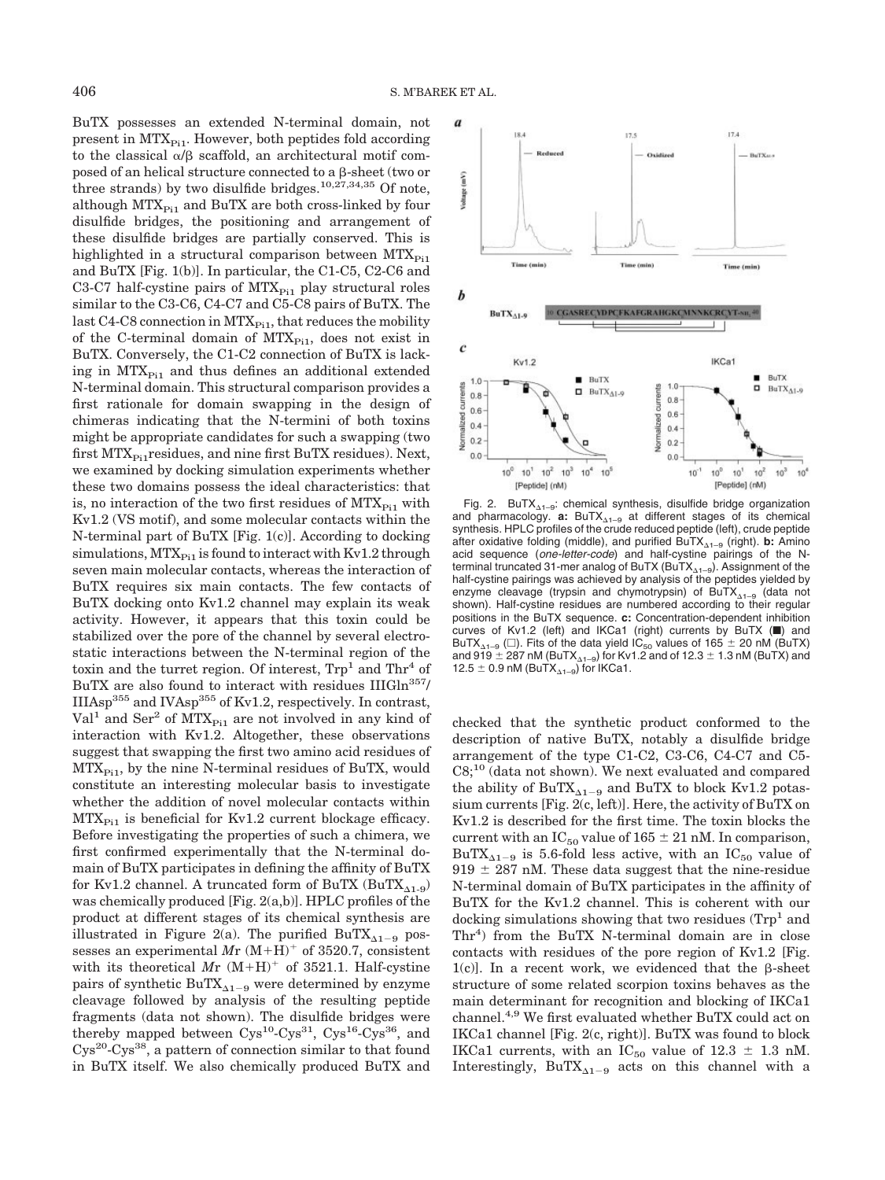BuTX possesses an extended N-terminal domain, not present in $MTX_{Pi1}$. However, both peptides fold according to the classical α/β scaffold, an architectural motif composed of an helical structure connected to a β-sheet (two or three strands) by two disulfide bridges.[10,27,34,35] Of note, although $MTX_{Pi1}$ and BuTX are both cross-linked by four disulfide bridges, the positioning and arrangement of these disulfide bridges are partially conserved. This is highlighted in a structural comparison between $MTX_{Pi1}$ and BuTX [Fig. 1(b)]. In particular, the C1-C5, C2-C6 and C3-C7 half-cystine pairs of $MTX_{Pi1}$ play structural roles similar to the C3-C6, C4-C7 and C5-C8 pairs of BuTX. The last C4-C8 connection in $MTX_{Pi1}$, that reduces the mobility of the C-terminal domain of $MTX_{Pi1}$, does not exist in BuTX. Conversely, the C1-C2 connection of BuTX is lacking in $MTX_{Pi1}$ and thus defines an additional extended N-terminal domain. This structural comparison provides a first rationale for domain swapping in the design of chimeras indicating that the N-termini of both toxins might be appropriate candidates for such a swapping (two first $MTX_{Pi1}$ residues, and nine first BuTX residues). Next, we examined by docking simulation experiments whether these two domains possess the ideal characteristics: that is, no interaction of the two first residues of $MTX_{Pi1}$ with Kv1.2 (VS motif), and some molecular contacts within the N-terminal part of BuTX [Fig. 1(c)]. According to docking simulations, $MTX_{Pi1}$ is found to interact with Kv1.2 through seven main molecular contacts, whereas the interaction of BuTX requires six main contacts. The few contacts of BuTX docking onto Kv1.2 channel may explain its weak activity. However, it appears that this toxin could be stabilized over the pore of the channel by several electrostatic interactions between the N-terminal region of the toxin and the turret region. Of interest, $Trp^1$ and $Thr^4$ of BuTX are also found to interact with residues $IIIGln^{357}$/$IIIAsp^{355}$ and $IVAsp^{355}$ of Kv1.2, respectively. In contrast, $Val^1$ and $Ser^2$ of $MTX_{Pi1}$ are not involved in any kind of interaction with Kv1.2. Altogether, these observations suggest that swapping the first two amino acid residues of $MTX_{Pi1}$, by the nine N-terminal residues of BuTX, would constitute an interesting molecular basis to investigate whether the addition of novel molecular contacts within $MTX_{Pi1}$ is beneficial for Kv1.2 current blockage efficacy. Before investigating the properties of such a chimera, we first confirmed experimentally that the N-terminal domain of BuTX participates in defining the affinity of BuTX for Kv1.2 channel. A truncated form of BuTX ($BuTX_{\Delta1-9}$) was chemically produced [Fig. 2(a,b)]. HPLC profiles of the product at different stages of its chemical synthesis are illustrated in Figure 2(a). The purified $BuTX_{\Delta1-9}$ possesses an experimental $M$r $(M+H)^+$ of 3520.7, consistent with its theoretical $M$r $(M+H)^+$ of 3521.1. Half-cystine pairs of synthetic $BuTX_{\Delta1-9}$ were determined by enzyme cleavage followed by analysis of the resulting peptide fragments (data not shown). The disulfide bridges were thereby mapped between $Cys^{10}$-$Cys^{31}$, $Cys^{16}$-$Cys^{36}$, and $Cys^{20}$-$Cys^{38}$, a pattern of connection similar to that found in BuTX itself. We also chemically produced BuTX and

a

18.4 — Reduced

17.5 — Oxidized

17.4 — $BuTX_{\Delta1-9}$

Voltage (mV)

Time (min) Time (min) Time (min)

b

$BuTX_{\Delta1-9}$ 10 CGASRECYDPCFKAFGRAHGKCMNNKCRCYT-$NH_2$ 40

c

Kv1.2

IKCa1

■ BuTX
□ $BuTX_{\Delta1-9}$

Normalized currents

1.0 0.8 0.6 0.4 0.2 0.0

$10^0$ $10^1$ $10^2$ $10^3$ $10^4$ $10^5$

$10^{-1}$ $10^0$ $10^1$ $10^2$ $10^3$ $10^4$

[Peptide] (nM)

Fig. 2. $BuTX_{\Delta1-9}$: chemical synthesis, disulfide bridge organization and pharmacology. **a:** $BuTX_{\Delta1-9}$ at different stages of its chemical synthesis. HPLC profiles of the crude reduced peptide (left), crude peptide after oxidative folding (middle), and purified $BuTX_{\Delta1-9}$ (right). **b:** Amino acid sequence (*one-letter-code*) and half-cystine pairings of the N-terminal truncated 31-mer analog of BuTX ($BuTX_{\Delta1-9}$). Assignment of the half-cystine pairings was achieved by analysis of the peptides yielded by enzyme cleavage (trypsin and chymotrypsin) of $BuTX_{\Delta1-9}$ (data not shown). Half-cystine residues are numbered according to their regular positions in the BuTX sequence. **c:** Concentration-dependent inhibition curves of Kv1.2 (left) and IKCa1 (right) currents by BuTX (■) and $BuTX_{\Delta1-9}$ (□). Fits of the data yield $IC_{50}$ values of 165 ± 20 nM (BuTX) and 919 ± 287 nM ($BuTX_{\Delta1-9}$) for Kv1.2 and of 12.3 ± 1.3 nM (BuTX) and 12.5 ± 0.9 nM ($BuTX_{\Delta1-9}$) for IKCa1.

checked that the synthetic product conformed to the description of native BuTX, notably a disulfide bridge arrangement of the type C1-C2, C3-C6, C4-C7 and C5-C8;[10] (data not shown). We next evaluated and compared the ability of $BuTX_{\Delta1-9}$ and BuTX to block Kv1.2 potassium currents [Fig. 2(c, left)]. Here, the activity of BuTX on Kv1.2 is described for the first time. The toxin blocks the current with an $IC_{50}$ value of 165 ± 21 nM. In comparison, $BuTX_{\Delta1-9}$ is 5.6-fold less active, with an $IC_{50}$ value of 919 ± 287 nM. These data suggest that the nine-residue N-terminal domain of BuTX participates in the affinity of BuTX for the Kv1.2 channel. This is coherent with our docking simulations showing that two residues ($Trp^1$ and $Thr^4$) from the BuTX N-terminal domain are in close contacts with residues of the pore region of Kv1.2 [Fig. 1(c)]. In a recent work, we evidenced that the β-sheet structure of some related scorpion toxins behaves as the main determinant for recognition and blocking of IKCa1 channel.[4,9] We first evaluated whether BuTX could act on IKCa1 channel [Fig. 2(c, right)]. BuTX was found to block IKCa1 currents, with an $IC_{50}$ value of 12.3 ± 1.3 nM. Interestingly, $BuTX_{\Delta1-9}$ acts on this channel with a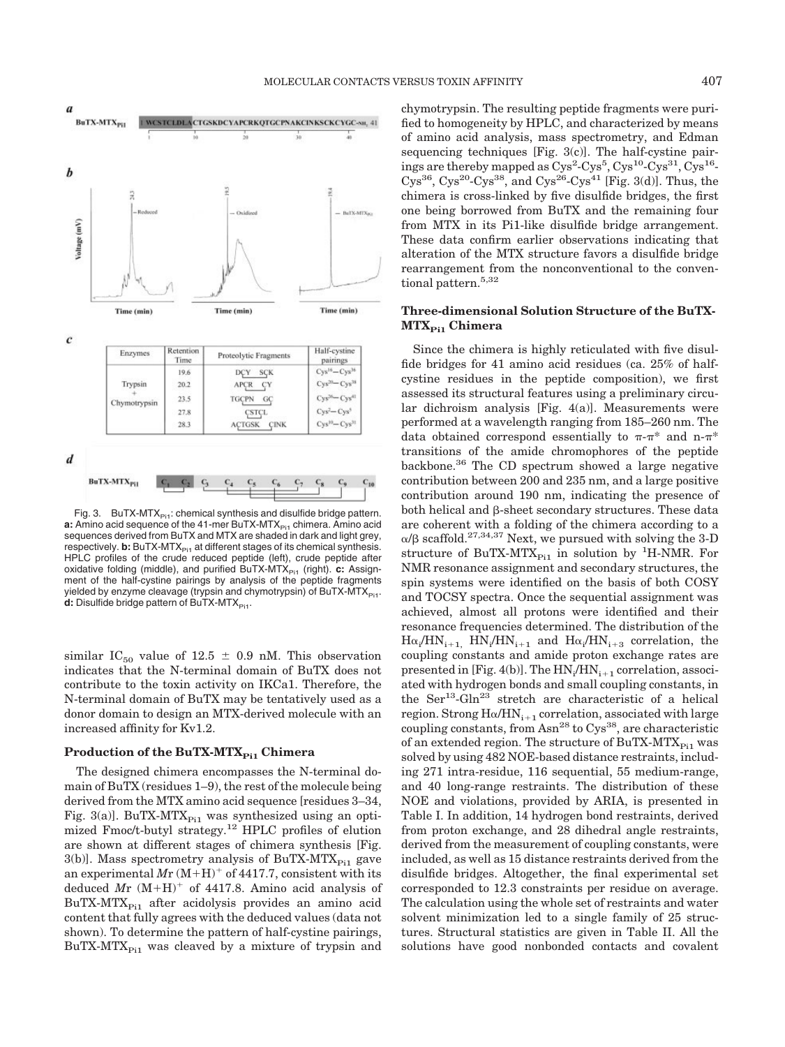a

BuTX-MTX$_{Pi1}$ WCSTCLDLACTGSKDCYAPCRKQTGCPNAKCINKSCKCYGC-$NH_2$ 41

1 10 20 30 40

b

24.3 — Reduced

19.5 — Oxidized

19.4 — BuTX-MTX$_{Pi1}$

Voltage (mV)

Time (min) Time (min) Time (min)

c

| Enzymes | Retention Time | Proteolytic Fragments | Half-cystine pairings |
|---|---|---|---|
| Trypsin + Chymotrypsin | 19.6 | DCY SCK | $Cys^{16}-Cys^{36}$ |
| | 20.2 | APCR CY | $Cys^{20}-Cys^{38}$ |
| | 23.5 | TGCPN GC | $Cys^{26}-Cys^{41}$ |
| | 27.8 | CSTCL | $Cys^{2}-Cys^{5}$ |
| | 28.3 | ACTGSK CINK | $Cys^{10}-Cys^{31}$ |

d

BuTX-MTX$_{Pi1}$ $C_1$ $C_2$ $C_3$ $C_4$ $C_5$ $C_6$ $C_7$ $C_8$ $C_9$ $C_{10}$

Fig. 3. BuTX-MTX$_{Pi1}$: chemical synthesis and disulfide bridge pattern. **a:** Amino acid sequence of the 41-mer BuTX-MTX$_{Pi1}$ chimera. Amino acid sequences derived from BuTX and MTX are shaded in dark and light grey, respectively. **b:** BuTX-MTX$_{Pi1}$ at different stages of its chemical synthesis. HPLC profiles of the crude reduced peptide (left), crude peptide after oxidative folding (middle), and purified BuTX-MTX$_{Pi1}$ (right). **c:** Assignment of the half-cystine pairings by analysis of the peptide fragments yielded by enzyme cleavage (trypsin and chymotrypsin) of BuTX-MTX$_{Pi1}$. **d:** Disulfide bridge pattern of BuTX-MTX$_{Pi1}$.

similar $IC_{50}$ value of 12.5 ± 0.9 nM. This observation indicates that the N-terminal domain of BuTX does not contribute to the toxin activity on IKCa1. Therefore, the N-terminal domain of BuTX may be tentatively used as a donor domain to design an MTX-derived molecule with an increased affinity for Kv1.2.

### Production of the BuTX-MTX$_{Pi1}$ Chimera

The designed chimera encompasses the N-terminal domain of BuTX (residues 1–9), the rest of the molecule being derived from the MTX amino acid sequence [residues 3–34, Fig. 3(a)]. BuTX-MTX$_{Pi1}$ was synthesized using an optimized Fmoc/t-butyl strategy.[12] HPLC profiles of elution are shown at different stages of chimera synthesis [Fig. 3(b)]. Mass spectrometry analysis of BuTX-MTX$_{Pi1}$ gave an experimental $Mr$ $(M+H)^+$ of 4417.7, consistent with its deduced $Mr$ $(M+H)^+$ of 4417.8. Amino acid analysis of BuTX-MTX$_{Pi1}$ after acidolysis provides an amino acid content that fully agrees with the deduced values (data not shown). To determine the pattern of half-cystine pairings, BuTX-MTX$_{Pi1}$ was cleaved by a mixture of trypsin and chymotrypsin. The resulting peptide fragments were purified to homogeneity by HPLC, and characterized by means of amino acid analysis, mass spectrometry, and Edman sequencing techniques [Fig. 3(c)]. The half-cystine pairings are thereby mapped as $Cys^2$-$Cys^5$, $Cys^{10}$-$Cys^{31}$, $Cys^{16}$-$Cys^{36}$, $Cys^{20}$-$Cys^{38}$, and $Cys^{26}$-$Cys^{41}$ [Fig. 3(d)]. Thus, the chimera is cross-linked by five disulfide bridges, the first one being borrowed from BuTX and the remaining four from MTX in its Pi1-like disulfide bridge arrangement. These data confirm earlier observations indicating that alteration of the MTX structure favors a disulfide bridge rearrangement from the nonconventional to the conventional pattern.[5,32]

### Three-dimensional Solution Structure of the BuTX-MTX$_{Pi1}$ Chimera

Since the chimera is highly reticulated with five disulfide bridges for 41 amino acid residues (ca. 25% of half-cystine residues in the peptide composition), we first assessed its structural features using a preliminary circular dichroism analysis [Fig. 4(a)]. Measurements were performed at a wavelength ranging from 185–260 nm. The data obtained correspond essentially to $\pi$-$\pi^*$ and n-$\pi^*$ transitions of the amide chromophores of the peptide backbone.[36] The CD spectrum showed a large negative contribution between 200 and 235 nm, and a large positive contribution around 190 nm, indicating the presence of both helical and β-sheet secondary structures. These data are coherent with a folding of the chimera according to a α/β scaffold.[27,34,37] Next, we pursued with solving the 3-D structure of BuTX-MTX$_{Pi1}$ in solution by $^1$H-NMR. For NMR resonance assignment and secondary structures, the spin systems were identified on the basis of both COSY and TOCSY spectra. Once the sequential assignment was achieved, almost all protons were identified and their resonance frequencies determined. The distribution of the $H\alpha_i/HN_{i+1}$, $HN_i/HN_{i+1}$ and $H\alpha_i/HN_{i+3}$ correlation, the coupling constants and amide proton exchange rates are presented in [Fig. 4(b)]. The $HN_i/HN_{i+1}$ correlation, associated with hydrogen bonds and small coupling constants, in the $Ser^{13}$-$Gln^{23}$ stretch are characteristic of a helical region. Strong $H\alpha/HN_{i+1}$ correlation, associated with large coupling constants, from $Asn^{28}$ to $Cys^{38}$, are characteristic of an extended region. The structure of BuTX-MTX$_{Pi1}$ was solved by using 482 NOE-based distance restraints, including 271 intra-residue, 116 sequential, 55 medium-range, and 40 long-range restraints. The distribution of these NOE and violations, provided by ARIA, is presented in Table I. In addition, 14 hydrogen bond restraints, derived from proton exchange, and 28 dihedral angle restraints, derived from the measurement of coupling constants, were included, as well as 15 distance restraints derived from the disulfide bridges. Altogether, the final experimental set corresponded to 12.3 constraints per residue on average. The calculation using the whole set of restraints and water solvent minimization led to a single family of 25 structures. Structural statistics are given in Table II. All the solutions have good nonbonded contacts and covalent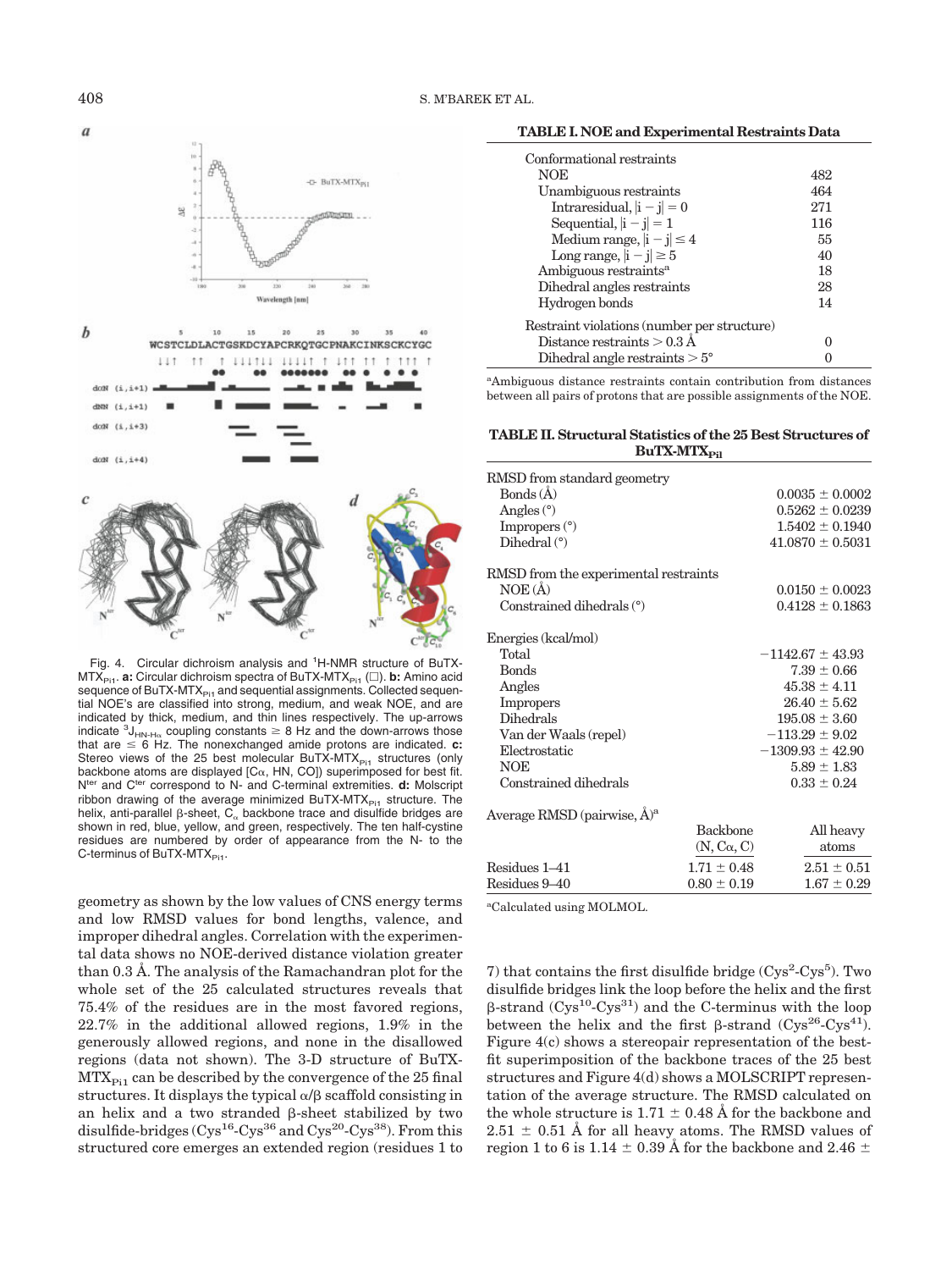a

ΔE

-□- BuTX-MTX$_{Pi1}$

Wavelength [nm]

b

WCSTCLDLACTGSKDCYAPCRKQTGCPNAKCINKSCKCYGC

dαN (i,i+1)

dNN (i,i+1)

dαN (i,i+3)

dαN (i,i+4)

c

N$^{ter}$ C$^{ter}$ N$^{ter}$ C$^{ter}$

d

Fig. 4. Circular dichroism analysis and $^1$H-NMR structure of BuTX-MTX$_{Pi1}$. **a:** Circular dichroism spectra of BuTX-MTX$_{Pi1}$ (□). **b:** Amino acid sequence of BuTX-MTX$_{Pi1}$ and sequential assignments. Collected sequential NOE's are classified into strong, medium, and weak NOE, and are indicated by thick, medium, and thin lines respectively. The up-arrows indicate $^3J_{HN\text{-}H\alpha}$ coupling constants ≥ 8 Hz and the down-arrows those that are ≤ 6 Hz. The nonexchanged amide protons are indicated. **c:** Stereo views of the 25 best molecular BuTX-MTX$_{Pi1}$ structures (only backbone atoms are displayed [Cα, HN, CO]) superimposed for best fit. N$^{ter}$ and C$^{ter}$ correspond to N- and C-terminal extremities. **d:** Molscript ribbon drawing of the average minimized BuTX-MTX$_{Pi1}$ structure. The helix, anti-parallel β-sheet, $C_\alpha$ backbone trace and disulfide bridges are shown in red, blue, yellow, and green, respectively. The ten half-cystine residues are numbered by order of appearance from the N- to the C-terminus of BuTX-MTX$_{Pi1}$.

geometry as shown by the low values of CNS energy terms and low RMSD values for bond lengths, valence, and improper dihedral angles. Correlation with the experimental data shows no NOE-derived distance violation greater than 0.3 Å. The analysis of the Ramachandran plot for the whole set of the 25 calculated structures reveals that 75.4% of the residues are in the most favored regions, 22.7% in the additional allowed regions, 1.9% in the generously allowed regions, and none in the disallowed regions (data not shown). The 3-D structure of BuTX-MTX$_{Pi1}$ can be described by the convergence of the 25 final structures. It displays the typical α/β scaffold consisting in an helix and a two stranded β-sheet stabilized by two disulfide-bridges (Cys[16]-Cys[36] and Cys[20]-Cys[38]). From this structured core emerges an extended region (residues 1 to 7) that contains the first disulfide bridge (Cys[2]-Cys[5]). Two disulfide bridges link the loop before the helix and the first β-strand (Cys[10]-Cys[31]) and the C-terminus with the loop between the helix and the first β-strand (Cys[26]-Cys[41]). Figure 4(c) shows a stereopair representation of the best-fit superimposition of the backbone traces of the 25 best structures and Figure 4(d) shows a MOLSCRIPT representation of the average structure. The RMSD calculated on the whole structure is 1.71 ± 0.48 Å for the backbone and 2.51 ± 0.51 Å for all heavy atoms. The RMSD values of region 1 to 6 is 1.14 ± 0.39 Å for the backbone and 2.46 ±

**TABLE I. NOE and Experimental Restraints Data**

| | |
|---|---|
| Conformational restraints | |
| NOE | 482 |
| Unambiguous restraints | 464 |
| Intraresidual, $\|i - j\| = 0$ | 271 |
| Sequential, $\|i - j\| = 1$ | 116 |
| Medium range, $\|i - j\| \leq 4$ | 55 |
| Long range, $\|i - j\| \geq 5$ | 40 |
| Ambiguous restraints[a] | 18 |
| Dihedral angles restraints | 28 |
| Hydrogen bonds | 14 |
| Restraint violations (number per structure) | |
| Distance restraints > 0.3 Å | 0 |
| Dihedral angle restraints > 5° | 0 |

[a]Ambiguous distance restraints contain contribution from distances between all pairs of protons that are possible assignments of the NOE.

**TABLE II. Structural Statistics of the 25 Best Structures of BuTX-MTX$_{Pil}$**

| | | |
|---|---|---|
| RMSD from standard geometry | | |
| Bonds (Å) | | 0.0035 ± 0.0002 |
| Angles (°) | | 0.5262 ± 0.0239 |
| Impropers (°) | | 1.5402 ± 0.1940 |
| Dihedral (°) | | 41.0870 ± 0.5031 |
| RMSD from the experimental restraints | | |
| NOE (Å) | | 0.0150 ± 0.0023 |
| Constrained dihedrals (°) | | 0.4128 ± 0.1863 |
| Energies (kcal/mol) | | |
| Total | | −1142.67 ± 43.93 |
| Bonds | | 7.39 ± 0.66 |
| Angles | | 45.38 ± 4.11 |
| Impropers | | 26.40 ± 5.62 |
| Dihedrals | | 195.08 ± 3.60 |
| Van der Waals (repel) | | −113.29 ± 9.02 |
| Electrostatic | | −1309.93 ± 42.90 |
| NOE | | 5.89 ± 1.83 |
| Constrained dihedrals | | 0.33 ± 0.24 |
| Average RMSD (pairwise, Å)[a] | | |
| | Backbone (N, Cα, C) | All heavy atoms |
| Residues 1–41 | 1.71 ± 0.48 | 2.51 ± 0.51 |
| Residues 9–40 | 0.80 ± 0.19 | 1.67 ± 0.29 |

[a]Calculated using MOLMOL.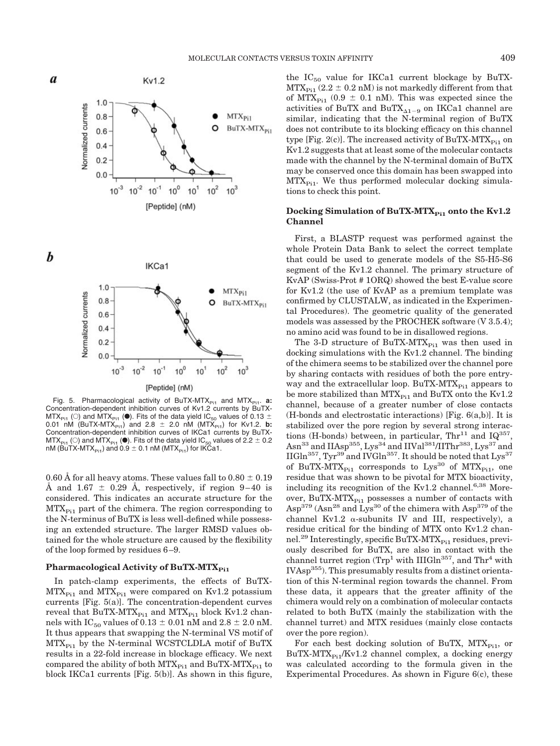a

Kv1.2

Normalized currents

1.0
0.8
0.6
0.4
0.2
0.0

$10^{-3}$ $10^{-2}$ $10^{-1}$ $10^{0}$ $10^{1}$ $10^{2}$ $10^{3}$

[Peptide] (nM)

● $MTX_{Pi1}$
○ BuTX-$MTX_{Pi1}$

b

IKCa1

Normalized currents

1.0
0.8
0.6
0.4
0.2
0.0

$10^{-3}$ $10^{-2}$ $10^{-1}$ $10^{0}$ $10^{1}$ $10^{2}$ $10^{3}$

[Peptide] (nM)

● $MTX_{Pi1}$
○ BuTX-$MTX_{Pi1}$

Fig. 5. Pharmacological activity of BuTX-$MTX_{Pi1}$ and $MTX_{Pi1}$. **a:** Concentration-dependent inhibition curves of Kv1.2 currents by BuTX-$MTX_{Pi1}$ (○) and $MTX_{Pi1}$ (●). Fits of the data yield $IC_{50}$ values of 0.13 ± 0.01 nM (BuTX-$MTX_{Pi1}$) and 2.8 ± 2.0 nM ($MTX_{Pi1}$) for Kv1.2. **b:** Concentration-dependent inhibition curves of IKCa1 currents by BuTX-$MTX_{Pi1}$ (○) and $MTX_{Pi1}$ (●). Fits of the data yield $IC_{50}$ values of 2.2 ± 0.2 nM (BuTX-$MTX_{Pi1}$) and 0.9 ± 0.1 nM ($MTX_{Pi1}$) for IKCa1.

0.60 Å for all heavy atoms. These values fall to 0.80 ± 0.19 Å and 1.67 ± 0.29 Å, respectively, if region 9–40 is considered. This indicates an accurate structure for the $MTX_{Pi1}$ part of the chimera. The region corresponding to the N-terminus of BuTX is less well-defined while possessing an extended structure. The larger RMSD values obtained for the whole structure are caused by the flexibility of the loop formed by residues 6–9.

### Pharmacological Activity of BuTX-$MTX_{Pi1}$

In patch-clamp experiments, the effects of BuTX-$MTX_{Pi1}$ and $MTX_{Pi1}$ were compared on Kv1.2 potassium currents [Fig. 5(a)]. The concentration-dependent curves reveal that BuTX-$MTX_{Pi1}$ and $MTX_{Pi1}$ block Kv1.2 channels with $IC_{50}$ values of 0.13 ± 0.01 nM and 2.8 ± 2.0 nM. It thus appears that swapping the N-terminal VS motif of $MTX_{Pi1}$ by the N-terminal WCSTCLDLA motif of BuTX results in a 22-fold increase in blockage efficacy. We next compared the ability of both $MTX_{Pi1}$ and BuTX-$MTX_{Pi1}$ to block IKCa1 currents [Fig. 5(b)]. As shown in this figure, the $IC_{50}$ value for IKCa1 current blockage by BuTX-$MTX_{Pi1}$ (2.2 ± 0.2 nM) is not markedly different from that of $MTX_{Pi1}$ (0.9 ± 0.1 nM). This was expected since the activities of BuTX and $BuTX_{\Delta 1-9}$ on IKCa1 channel are similar, indicating that the N-terminal region of BuTX does not contribute to its blocking efficacy on this channel type [Fig. 2(c)]. The increased activity of BuTX-$MTX_{Pi1}$ on Kv1.2 suggests that at least some of the molecular contacts made with the channel by the N-terminal domain of BuTX may be conserved once this domain has been swapped into $MTX_{Pi1}$. We thus performed molecular docking simulations to check this point.

### Docking Simulation of BuTX-$MTX_{Pi1}$ onto the Kv1.2 Channel

First, a BLASTP request was performed against the whole Protein Data Bank to select the correct template that could be used to generate models of the S5-H5-S6 segment of the Kv1.2 channel. The primary structure of KvAP (Swiss-Prot # 1ORQ) showed the best E-value score for Kv1.2 (the use of KvAP as a premium template was confirmed by CLUSTALW, as indicated in the Experimental Procedures). The geometric quality of the generated models was assessed by the PROCHEK software (V 3.5.4); no amino acid was found to be in disallowed regions.

The 3-D structure of BuTX-$MTX_{Pi1}$ was then used in docking simulations with the Kv1.2 channel. The binding of the chimera seems to be stabilized over the channel pore by sharing contacts with residues of both the pore entryway and the extracellular loop. BuTX-$MTX_{Pi1}$ appears to be more stabilized than $MTX_{Pi1}$ and BuTX onto the Kv1.2 channel, because of a greater number of close contacts (H-bonds and electrostatic interactions) [Fig. 6(a,b)]. It is stabilized over the pore region by several strong interactions (H-bonds) between, in particular, $Thr^{11}$ and $IQ^{357}$, $Asn^{33}$ and $IIAsp^{355}$, $Lys^{34}$ and $IIVal^{381}$/$IIThr^{383}$, $Lys^{37}$ and $IIGln^{357}$, $Tyr^{39}$ and $IVGln^{357}$. It should be noted that $Lys^{37}$ of BuTX-$MTX_{Pi1}$ corresponds to $Lys^{30}$ of $MTX_{Pi1}$, one residue that was shown to be pivotal for MTX bioactivity, including its recognition of the Kv1.2 channel.[6,38] Moreover, BuTX-$MTX_{Pi1}$ possesses a number of contacts with $Asp^{379}$ ($Asn^{28}$ and $Lys^{30}$ of the chimera with $Asp^{379}$ of the channel Kv1.2 α-subunits IV and III, respectively), a residue critical for the binding of MTX onto Kv1.2 channel.[29] Interestingly, specific BuTX-$MTX_{Pi1}$ residues, previously described for BuTX, are also in contact with the channel turret region ($Trp^1$ with $IIIGln^{357}$, and $Thr^4$ with $IVAsp^{355}$). This presumably results from a distinct orientation of this N-terminal region towards the channel. From these data, it appears that the greater affinity of the chimera would rely on a combination of molecular contacts related to both BuTX (mainly the stabilization with the channel turret) and MTX residues (mainly close contacts over the pore region).

For each best docking solution of BuTX, $MTX_{Pi1}$, or BuTX-$MTX_{Pi1}$/Kv1.2 channel complex, a docking energy was calculated according to the formula given in the Experimental Procedures. As shown in Figure 6(c), these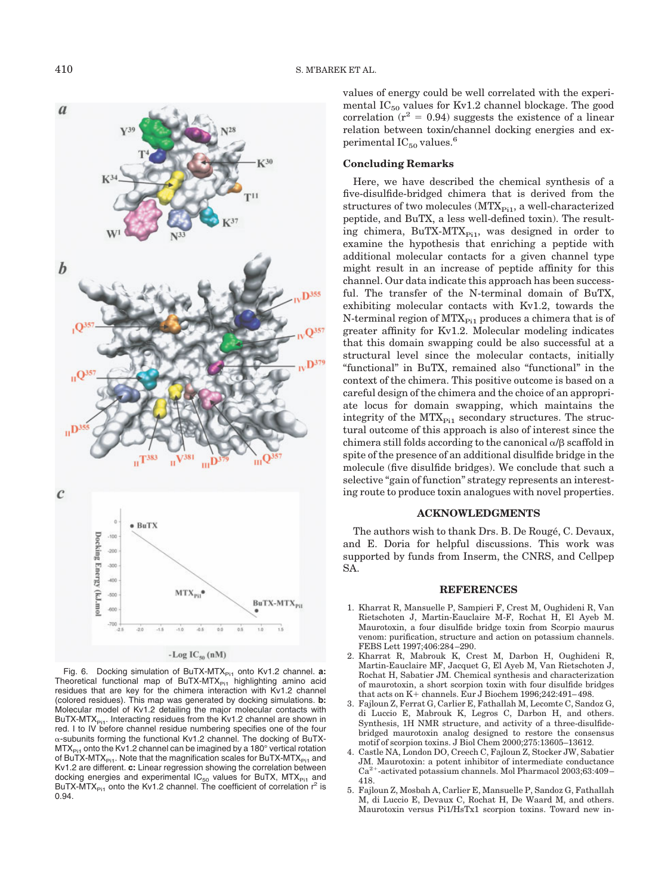a

$Y^{39}$

$N^{28}$

$T^4$

$K^{30}$

$K^{34}$

$T^{11}$

$W^1$

$N^{33}$

$K^{37}$

b

$_{IV}D^{355}$

$_IQ^{357}$

$_{IV}Q^{357}$

$_{IV}D^{379}$

$_{II}Q^{357}$

$_{II}D^{355}$

$_{II}T^{383}$

$_{II}V^{381}$

$_{III}D^{379}$

$_{III}Q^{357}$

c

BuTX

$MTX_{Pi1}$

$BuTX\text{-}MTX_{Pi1}$

Docking Energy (kJ.mol

0

-100

-200

-300

-400

-500

-600

-700

-2.5 -2.0 -1.5 -1.0 -0.5 0.0 0.5 1.0 1.5

-Log $IC_{50}$ (nM)

Fig. 6. Docking simulation of $BuTX\text{-}MTX_{Pi1}$ onto Kv1.2 channel. **a:** Theoretical functional map of $BuTX\text{-}MTX_{Pi1}$ highlighting amino acid residues that are key for the chimera interaction with Kv1.2 channel (colored residues). This map was generated by docking simulations. **b:** Molecular model of Kv1.2 detailing the major molecular contacts with $BuTX\text{-}MTX_{Pi1}$. Interacting residues from the Kv1.2 channel are shown in red. I to IV before channel residue numbering specifies one of the four α-subunits forming the functional Kv1.2 channel. The docking of $BuTX\text{-}MTX_{Pi1}$ onto the Kv1.2 channel can be imagined by a 180° vertical rotation of $BuTX\text{-}MTX_{Pi1}$. Note that the magnification scales for $BuTX\text{-}MTX_{Pi1}$ and Kv1.2 are different. **c:** Linear regression showing the correlation between docking energies and experimental $IC_{50}$ values for BuTX, $MTX_{Pi1}$ and $BuTX\text{-}MTX_{Pi1}$ onto the Kv1.2 channel. The coefficient of correlation $r^2$ is 0.94.

values of energy could be well correlated with the experimental $IC_{50}$ values for Kv1.2 channel blockage. The good correlation ($r^2 = 0.94$) suggests the existence of a linear relation between toxin/channel docking energies and experimental $IC_{50}$ values.[6]

## Concluding Remarks

Here, we have described the chemical synthesis of a five-disulfide-bridged chimera that is derived from the structures of two molecules ($MTX_{Pi1}$, a well-characterized peptide, and BuTX, a less well-defined toxin). The resulting chimera, $BuTX\text{-}MTX_{Pi1}$, was designed in order to examine the hypothesis that enriching a peptide with additional molecular contacts for a given channel type might result in an increase of peptide affinity for this channel. Our data indicate this approach has been successful. The transfer of the N-terminal domain of BuTX, exhibiting molecular contacts with Kv1.2, towards the N-terminal region of $MTX_{Pi1}$ produces a chimera that is of greater affinity for Kv1.2. Molecular modeling indicates that this domain swapping could be also successful at a structural level since the molecular contacts, initially "functional" in BuTX, remained also "functional" in the context of the chimera. This positive outcome is based on a careful design of the chimera and the choice of an appropriate locus for domain swapping, which maintains the integrity of the $MTX_{Pi1}$ secondary structures. The structural outcome of this approach is also of interest since the chimera still folds according to the canonical α/β scaffold in spite of the presence of an additional disulfide bridge in the molecule (five disulfide bridges). We conclude that such a selective "gain of function" strategy represents an interesting route to produce toxin analogues with novel properties.

## ACKNOWLEDGMENTS

The authors wish to thank Drs. B. De Rougé, C. Devaux, and E. Doria for helpful discussions. This work was supported by funds from Inserm, the CNRS, and Cellpep SA.

## REFERENCES

1. Kharrat R, Mansuelle P, Sampieri F, Crest M, Oughideni R, Van Rietschoten J, Martin-Eauclaire M-F, Rochat H, El Ayeb M. Maurotoxin, a four disulfide bridge toxin from Scorpio maurus venom: purification, structure and action on potassium channels. FEBS Lett 1997;406:284–290.
2. Kharrat R, Mabrouk K, Crest M, Darbon H, Oughideni R, Martin-Eauclaire MF, Jacquet G, El Ayeb M, Van Rietschoten J, Rochat H, Sabatier JM. Chemical synthesis and characterization of maurotoxin, a short scorpion toxin with four disulfide bridges that acts on K+ channels. Eur J Biochem 1996;242:491–498.
3. Fajloun Z, Ferrat G, Carlier E, Fathallah M, Lecomte C, Sandoz G, di Luccio E, Mabrouk K, Legros C, Darbon H, and others. Synthesis, 1H NMR structure, and activity of a three-disulfide-bridged maurotoxin analog designed to restore the consensus motif of scorpion toxins. J Biol Chem 2000;275:13605–13612.
4. Castle NA, London DO, Creech C, Fajloun Z, Stocker JW, Sabatier JM. Maurotoxin: a potent inhibitor of intermediate conductance $Ca^{2+}$-activated potassium channels. Mol Pharmacol 2003;63:409–418.
5. Fajloun Z, Mosbah A, Carlier E, Mansuelle P, Sandoz G, Fathallah M, di Luccio E, Devaux C, Rochat H, De Waard M, and others. Maurotoxin versus Pi1/HsTx1 scorpion toxins. Toward new in-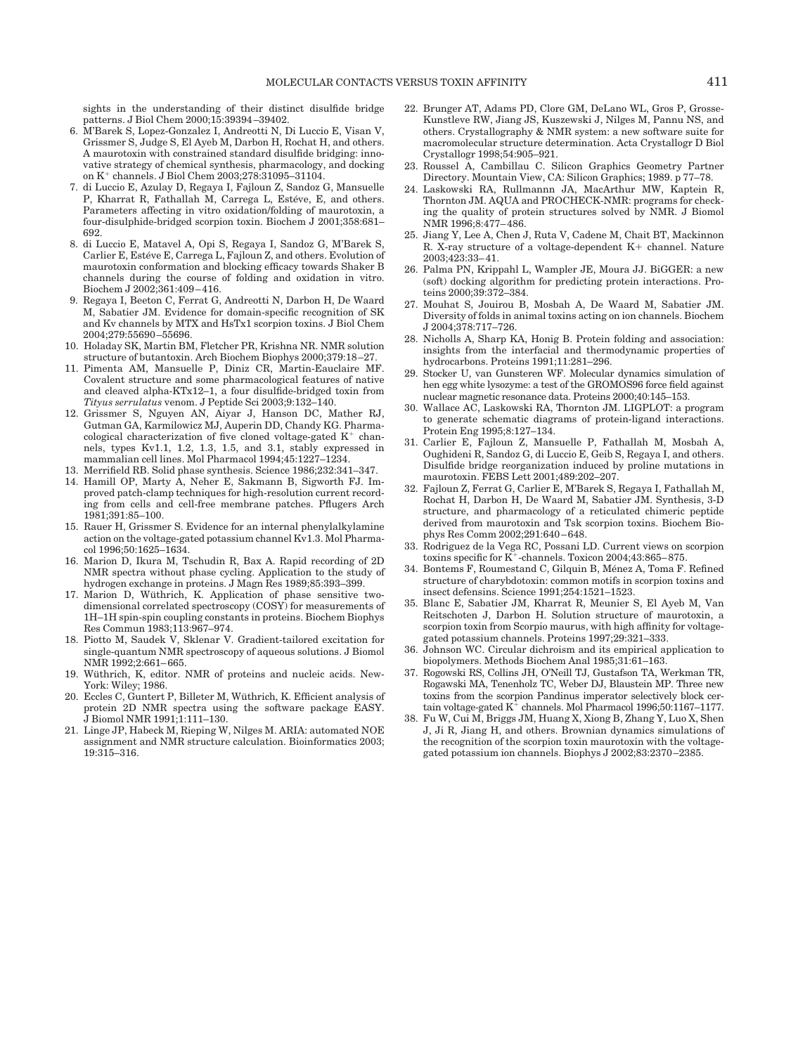sights in the understanding of their distinct disulfide bridge patterns. J Biol Chem 2000;15:39394–39402.

6. M'Barek S, Lopez-Gonzalez I, Andreotti N, Di Luccio E, Visan V, Grissmer S, Judge S, El Ayeb M, Darbon H, Rochat H, and others. A maurotoxin with constrained standard disulfide bridging: innovative strategy of chemical synthesis, pharmacology, and docking on $K^+$ channels. J Biol Chem 2003;278:31095–31104.
7. di Luccio E, Azulay D, Regaya I, Fajloun Z, Sandoz G, Mansuelle P, Kharrat R, Fathallah M, Carrega L, Estéve, E, and others. Parameters affecting in vitro oxidation/folding of maurotoxin, a four-disulphide-bridged scorpion toxin. Biochem J 2001;358:681–692.
8. di Luccio E, Matavel A, Opi S, Regaya I, Sandoz G, M'Barek S, Carlier E, Estéve E, Carrega L, Fajloun Z, and others. Evolution of maurotoxin conformation and blocking efficacy towards Shaker B channels during the course of folding and oxidation in vitro. Biochem J 2002;361:409–416.
9. Regaya I, Beeton C, Ferrat G, Andreotti N, Darbon H, De Waard M, Sabatier JM. Evidence for domain-specific recognition of SK and Kv channels by MTX and HsTx1 scorpion toxins. J Biol Chem 2004;279:55690–55696.
10. Holaday SK, Martin BM, Fletcher PR, Krishna NR. NMR solution structure of butantoxin. Arch Biochem Biophys 2000;379:18–27.
11. Pimenta AM, Mansuelle P, Diniz CR, Martin-Eauclaire MF. Covalent structure and some pharmacological features of native and cleaved alpha-KTx12–1, a four disulfide-bridged toxin from *Tityus serrulatus* venom. J Peptide Sci 2003;9:132–140.
12. Grissmer S, Nguyen AN, Aiyar J, Hanson DC, Mather RJ, Gutman GA, Karmilowicz MJ, Auperin DD, Chandy KG. Pharmacological characterization of five cloned voltage-gated $K^+$ channels, types Kv1.1, 1.2, 1.3, 1.5, and 3.1, stably expressed in mammalian cell lines. Mol Pharmacol 1994;45:1227–1234.
13. Merrifield RB. Solid phase synthesis. Science 1986;232:341–347.
14. Hamill OP, Marty A, Neher E, Sakmann B, Sigworth FJ. Improved patch-clamp techniques for high-resolution current recording from cells and cell-free membrane patches. Pflugers Arch 1981;391:85–100.
15. Rauer H, Grissmer S. Evidence for an internal phenylalkylamine action on the voltage-gated potassium channel Kv1.3. Mol Pharmacol 1996;50:1625–1634.
16. Marion D, Ikura M, Tschudin R, Bax A. Rapid recording of 2D NMR spectra without phase cycling. Application to the study of hydrogen exchange in proteins. J Magn Res 1989;85:393–399.
17. Marion D, Wüthrich, K. Application of phase sensitive two-dimensional correlated spectroscopy (COSY) for measurements of 1H–1H spin-spin coupling constants in proteins. Biochem Biophys Res Commun 1983;113:967–974.
18. Piotto M, Saudek V, Sklenar V. Gradient-tailored excitation for single-quantum NMR spectroscopy of aqueous solutions. J Biomol NMR 1992;2:661–665.
19. Wüthrich, K, editor. NMR of proteins and nucleic acids. New-York: Wiley; 1986.
20. Eccles C, Guntert P, Billeter M, Wüthrich, K. Efficient analysis of protein 2D NMR spectra using the software package EASY. J Biomol NMR 1991;1:111–130.
21. Linge JP, Habeck M, Rieping W, Nilges M. ARIA: automated NOE assignment and NMR structure calculation. Bioinformatics 2003;19:315–316.
22. Brunger AT, Adams PD, Clore GM, DeLano WL, Gros P, Grosse-Kunstleve RW, Jiang JS, Kuszewski J, Nilges M, Pannu NS, and others. Crystallography & NMR system: a new software suite for macromolecular structure determination. Acta Crystallogr D Biol Crystallogr 1998;54:905–921.
23. Roussel A, Cambillau C. Silicon Graphics Geometry Partner Directory. Mountain View, CA: Silicon Graphics; 1989. p 77–78.
24. Laskowski RA, Rullmannn JA, MacArthur MW, Kaptein R, Thornton JM. AQUA and PROCHECK-NMR: programs for checking the quality of protein structures solved by NMR. J Biomol NMR 1996;8:477–486.
25. Jiang Y, Lee A, Chen J, Ruta V, Cadene M, Chait BT, Mackinnon R. X-ray structure of a voltage-dependent K+ channel. Nature 2003;423:33–41.
26. Palma PN, Krippahl L, Wampler JE, Moura JJ. BiGGER: a new (soft) docking algorithm for predicting protein interactions. Proteins 2000;39:372–384.
27. Mouhat S, Jouirou B, Mosbah A, De Waard M, Sabatier JM. Diversity of folds in animal toxins acting on ion channels. Biochem J 2004;378:717–726.
28. Nicholls A, Sharp KA, Honig B. Protein folding and association: insights from the interfacial and thermodynamic properties of hydrocarbons. Proteins 1991;11:281–296.
29. Stocker U, van Gunsteren WF. Molecular dynamics simulation of hen egg white lysozyme: a test of the GROMOS96 force field against nuclear magnetic resonance data. Proteins 2000;40:145–153.
30. Wallace AC, Laskowski RA, Thornton JM. LIGPLOT: a program to generate schematic diagrams of protein-ligand interactions. Protein Eng 1995;8:127–134.
31. Carlier E, Fajloun Z, Mansuelle P, Fathallah M, Mosbah A, Oughideni R, Sandoz G, di Luccio E, Geib S, Regaya I, and others. Disulfide bridge reorganization induced by proline mutations in maurotoxin. FEBS Lett 2001;489:202–207.
32. Fajloun Z, Ferrat G, Carlier E, M'Barek S, Regaya I, Fathallah M, Rochat H, Darbon H, De Waard M, Sabatier JM. Synthesis, 3-D structure, and pharmacology of a reticulated chimeric peptide derived from maurotoxin and Tsk scorpion toxins. Biochem Biophys Res Comm 2002;291:640–648.
33. Rodriguez de la Vega RC, Possani LD. Current views on scorpion toxins specific for $K^+$-channels. Toxicon 2004;43:865–875.
34. Bontems F, Roumestand C, Gilquin B, Ménez A, Toma F. Refined structure of charybdotoxin: common motifs in scorpion toxins and insect defensins. Science 1991;254:1521–1523.
35. Blanc E, Sabatier JM, Kharrat R, Meunier S, El Ayeb M, Van Reitschoten J, Darbon H. Solution structure of maurotoxin, a scorpion toxin from Scorpio maurus, with high affinity for voltage-gated potassium channels. Proteins 1997;29:321–333.
36. Johnson WC. Circular dichroism and its empirical application to biopolymers. Methods Biochem Anal 1985;31:61–163.
37. Rogowski RS, Collins JH, O'Neill TJ, Gustafson TA, Werkman TR, Rogawski MA, Tenenholz TC, Weber DJ, Blaustein MP. Three new toxins from the scorpion Pandinus imperator selectively block certain voltage-gated $K^+$ channels. Mol Pharmacol 1996;50:1167–1177.
38. Fu W, Cui M, Briggs JM, Huang X, Xiong B, Zhang Y, Luo X, Shen J, Ji R, Jiang H, and others. Brownian dynamics simulations of the recognition of the scorpion toxin maurotoxin with the voltage-gated potassium ion channels. Biophys J 2002;83:2370–2385.